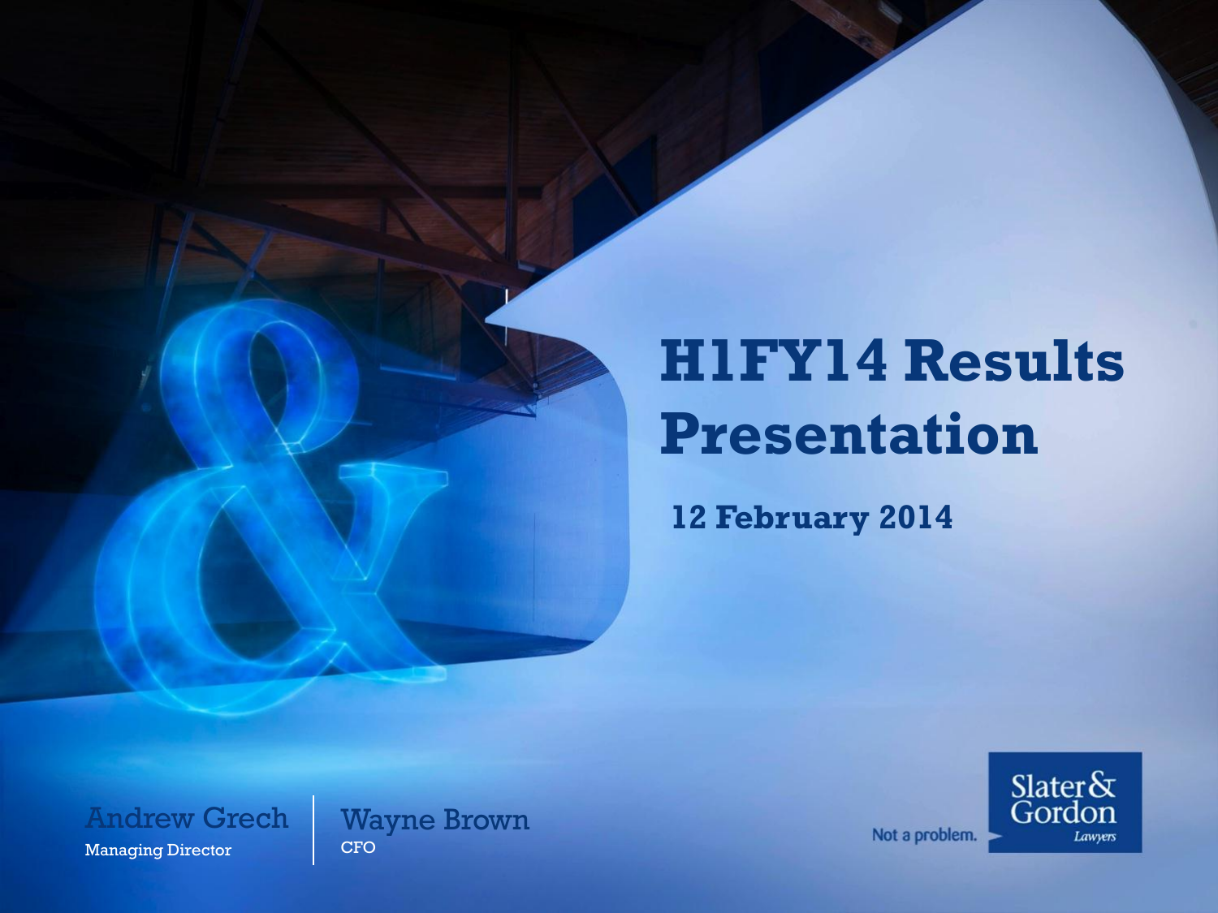# H1FY14 Results Presentation

**12 February 2014**

Andrew Grech
Managing Director

Wayne Brown
CFO

Not a problem.

Slater & Gordon
*Lawyers*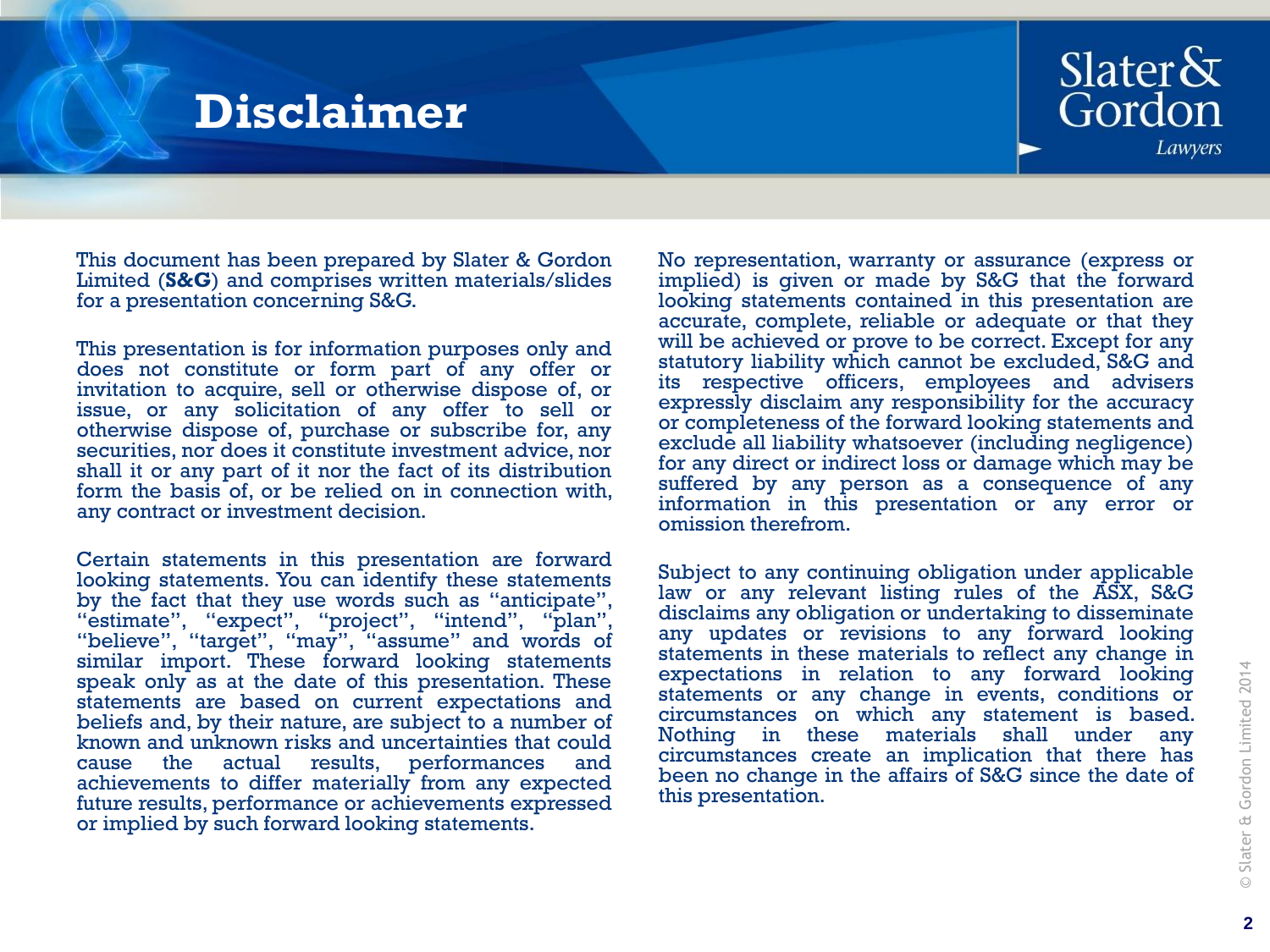# Disclaimer

This document has been prepared by Slater & Gordon Limited (**S&G**) and comprises written materials/slides for a presentation concerning S&G.

This presentation is for information purposes only and does not constitute or form part of any offer or invitation to acquire, sell or otherwise dispose of, or issue, or any solicitation of any offer to sell or otherwise dispose of, purchase or subscribe for, any securities, nor does it constitute investment advice, nor shall it or any part of it nor the fact of its distribution form the basis of, or be relied on in connection with, any contract or investment decision.

Certain statements in this presentation are forward looking statements. You can identify these statements by the fact that they use words such as "anticipate", "estimate", "expect", "project", "intend", "plan", "believe", "target", "may", "assume" and words of similar import. These forward looking statements speak only as at the date of this presentation. These statements are based on current expectations and beliefs and, by their nature, are subject to a number of known and unknown risks and uncertainties that could cause the actual results, performances and achievements to differ materially from any expected future results, performance or achievements expressed or implied by such forward looking statements.

No representation, warranty or assurance (express or implied) is given or made by S&G that the forward looking statements contained in this presentation are accurate, complete, reliable or adequate or that they will be achieved or prove to be correct. Except for any statutory liability which cannot be excluded, S&G and its respective officers, employees and advisers expressly disclaim any responsibility for the accuracy or completeness of the forward looking statements and exclude all liability whatsoever (including negligence) for any direct or indirect loss or damage which may be suffered by any person as a consequence of any information in this presentation or any error or omission therefrom.

Subject to any continuing obligation under applicable law or any relevant listing rules of the ASX, S&G disclaims any obligation or undertaking to disseminate any updates or revisions to any forward looking statements in these materials to reflect any change in expectations in relation to any forward looking statements or any change in events, conditions or circumstances on which any statement is based. Nothing in these materials shall under any circumstances create an implication that there has been no change in the affairs of S&G since the date of this presentation.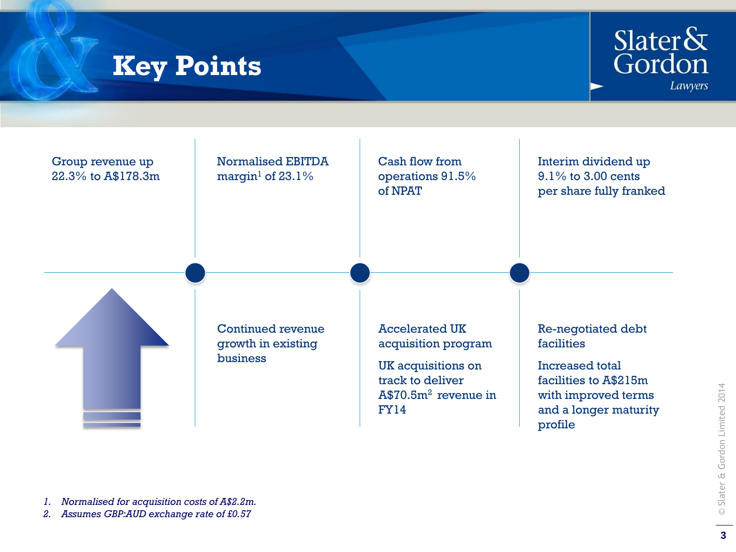# Key Points

Group revenue up 22.3% to A$178.3m

Normalised EBITDA margin[1] of 23.1%

Cash flow from operations 91.5% of NPAT

Interim dividend up 9.1% to 3.00 cents per share fully franked

Continued revenue growth in existing business

Accelerated UK acquisition program

UK acquisitions on track to deliver A$70.5m[2] revenue in FY14

Re-negotiated debt facilities

Increased total facilities to A$215m with improved terms and a longer maturity profile

1. *Normalised for acquisition costs of A$2.2m.*
2. *Assumes GBP:AUD exchange rate of £0.57*

© Slater & Gordon Limited 2014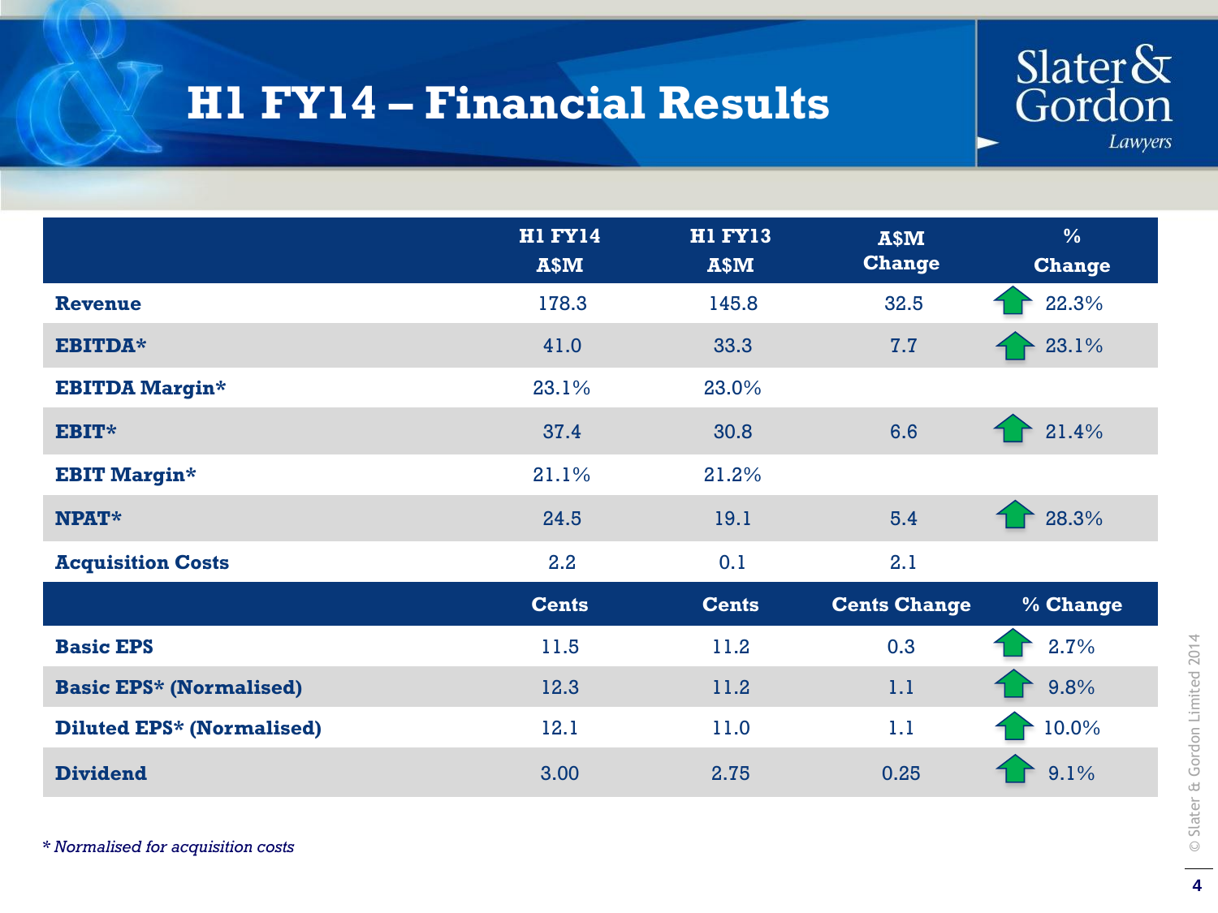# H1 FY14 – Financial Results

| | H1 FY14 A$M | H1 FY13 A$M | A$M Change | % Change |
|---|---|---|---|---|
| **Revenue** | 178.3 | 145.8 | 32.5 | 22.3% |
| **EBITDA*** | 41.0 | 33.3 | 7.7 | 23.1% |
| **EBITDA Margin*** | 23.1% | 23.0% | | |
| **EBIT*** | 37.4 | 30.8 | 6.6 | 21.4% |
| **EBIT Margin*** | 21.1% | 21.2% | | |
| **NPAT*** | 24.5 | 19.1 | 5.4 | 28.3% |
| **Acquisition Costs** | 2.2 | 0.1 | 2.1 | |
| | **Cents** | **Cents** | **Cents Change** | **% Change** |
| **Basic EPS** | 11.5 | 11.2 | 0.3 | 2.7% |
| **Basic EPS* (Normalised)** | 12.3 | 11.2 | 1.1 | 9.8% |
| **Diluted EPS* (Normalised)** | 12.1 | 11.0 | 1.1 | 10.0% |
| **Dividend** | 3.00 | 2.75 | 0.25 | 9.1% |

*\* Normalised for acquisition costs*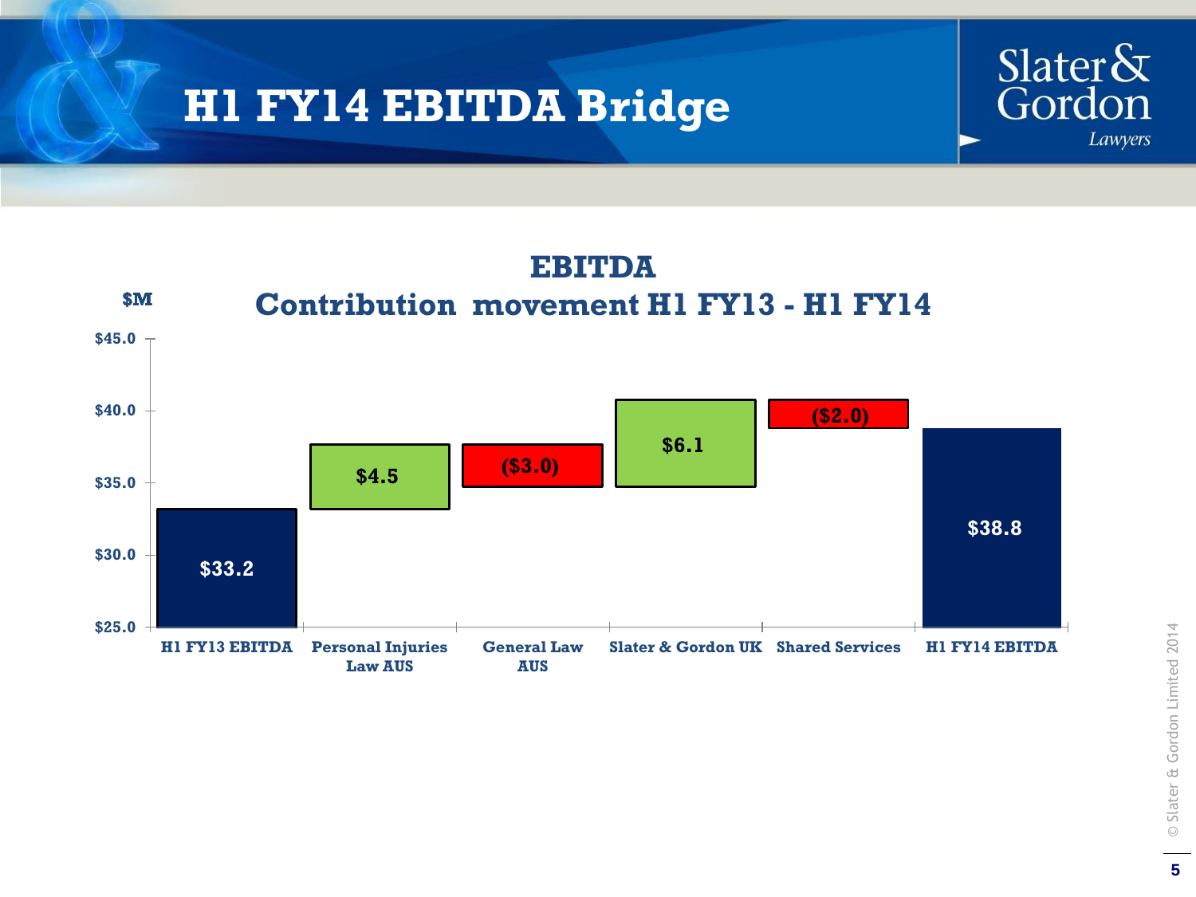# H1 FY14 EBITDA Bridge

## EBITDA Contribution movement H1 FY13 - H1 FY14

$M

| Item | Value ($M) |
| --- | --- |
| H1 FY13 EBITDA | $33.2 |
| Personal Injuries Law AUS | $4.5 |
| General Law AUS | ($3.0) |
| Slater & Gordon UK | $6.1 |
| Shared Services | ($2.0) |
| H1 FY14 EBITDA | $38.8 |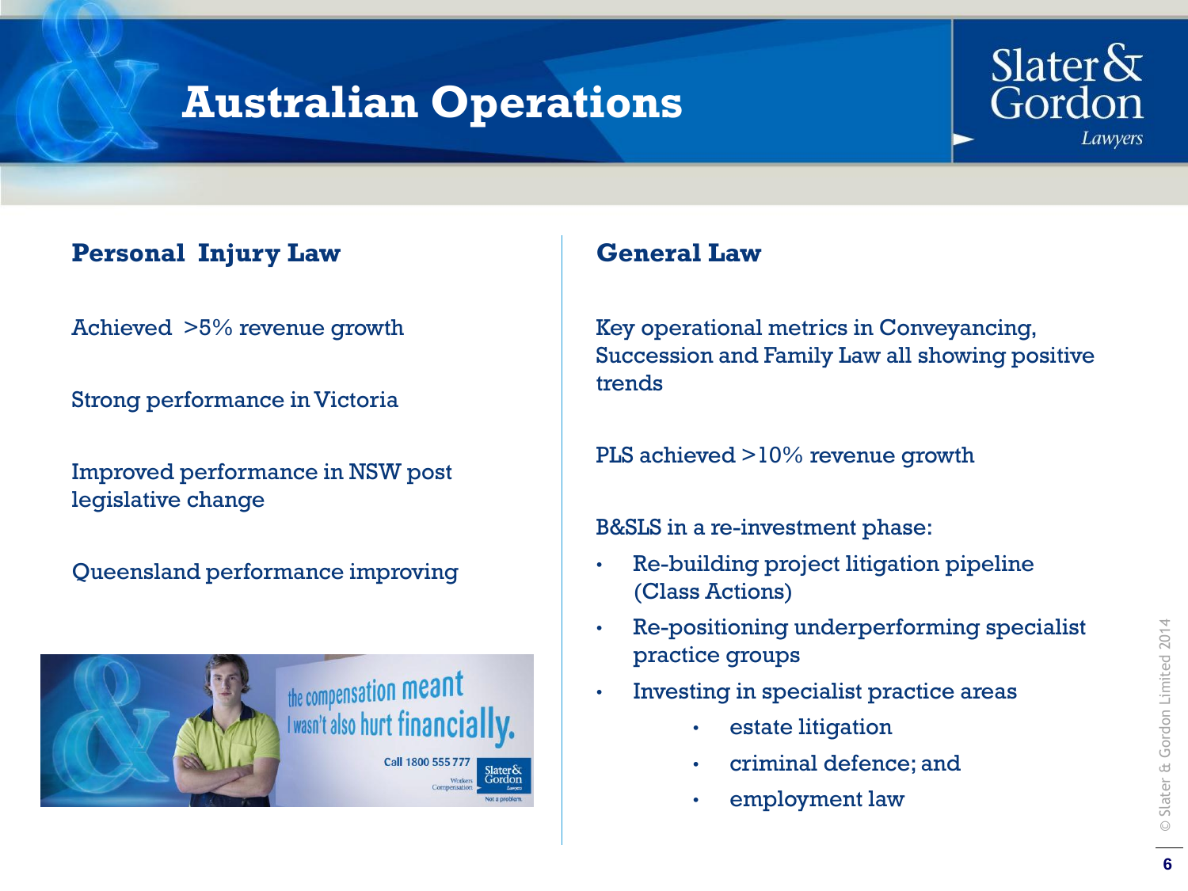# Australian Operations

## Personal Injury Law

Achieved >5% revenue growth

Strong performance in Victoria

Improved performance in NSW post legislative change

Queensland performance improving

## General Law

Key operational metrics in Conveyancing, Succession and Family Law all showing positive trends

PLS achieved >10% revenue growth

B&SLS in a re-investment phase:

- Re-building project litigation pipeline (Class Actions)
- Re-positioning underperforming specialist practice groups
- Investing in specialist practice areas
  - estate litigation
  - criminal defence; and
  - employment law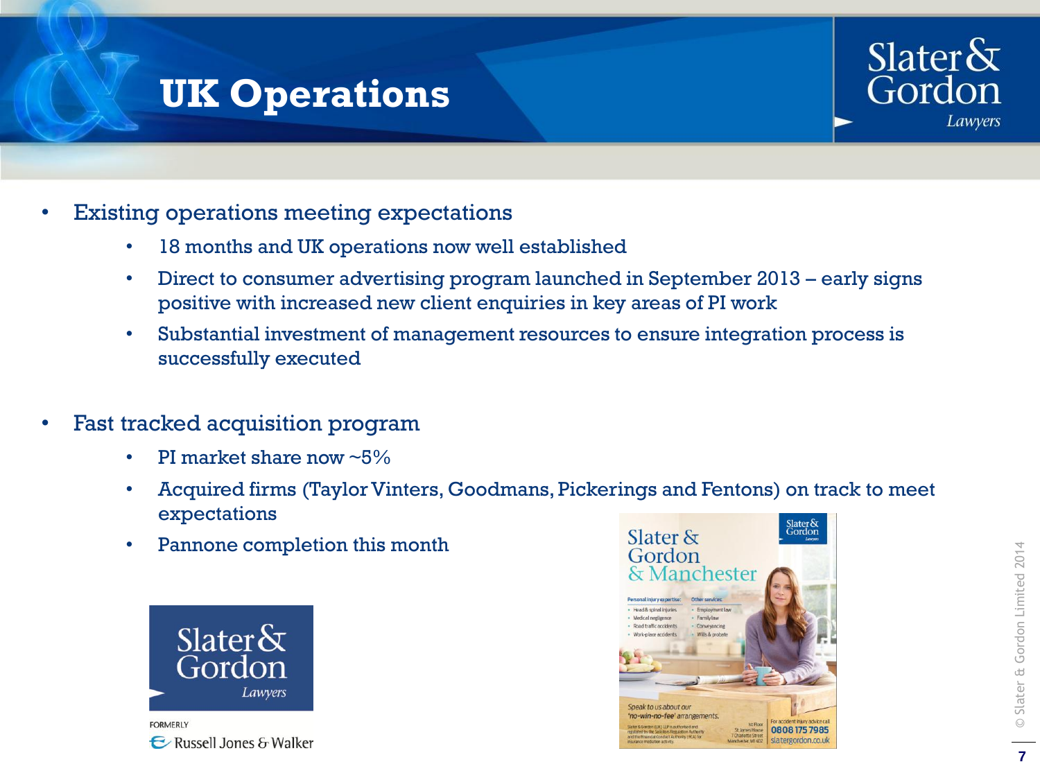# UK Operations

- Existing operations meeting expectations
  - 18 months and UK operations now well established
  - Direct to consumer advertising program launched in September 2013 – early signs positive with increased new client enquiries in key areas of PI work
  - Substantial investment of management resources to ensure integration process is successfully executed

- Fast tracked acquisition program
  - PI market share now ~5%
  - Acquired firms (Taylor Vinters, Goodmans, Pickerings and Fentons) on track to meet expectations
  - Pannone completion this month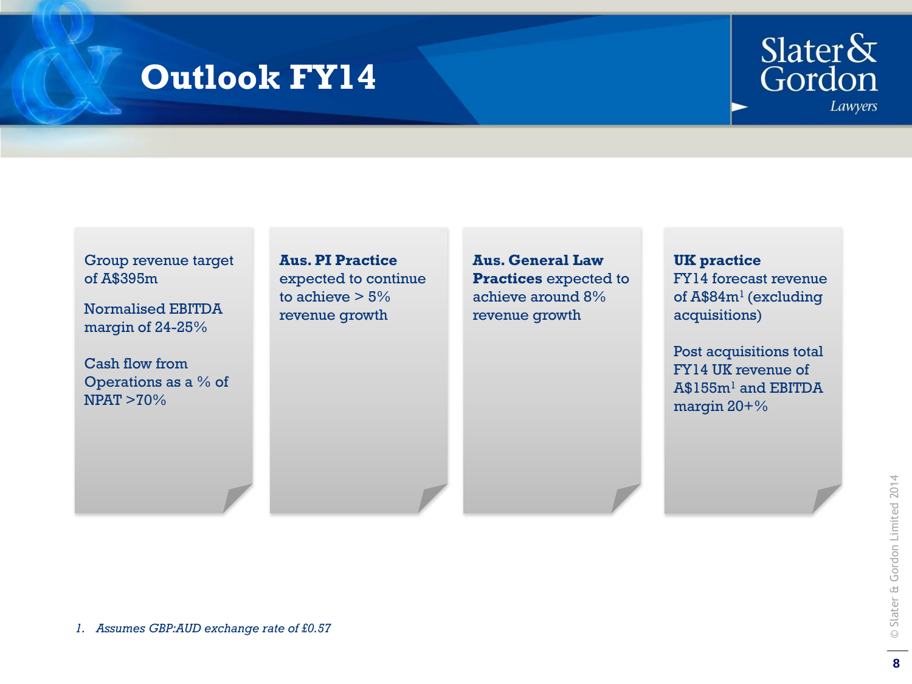# Outlook FY14

Group revenue target of A$395m

Normalised EBITDA margin of 24-25%

Cash flow from Operations as a % of NPAT >70%

**Aus. PI Practice** expected to continue to achieve > 5% revenue growth

**Aus. General Law Practices** expected to achieve around 8% revenue growth

**UK practice**
FY14 forecast revenue of A$84m[1] (excluding acquisitions)

Post acquisitions total FY14 UK revenue of A$155m[1] and EBITDA margin 20+%

*1. Assumes GBP:AUD exchange rate of £0.57*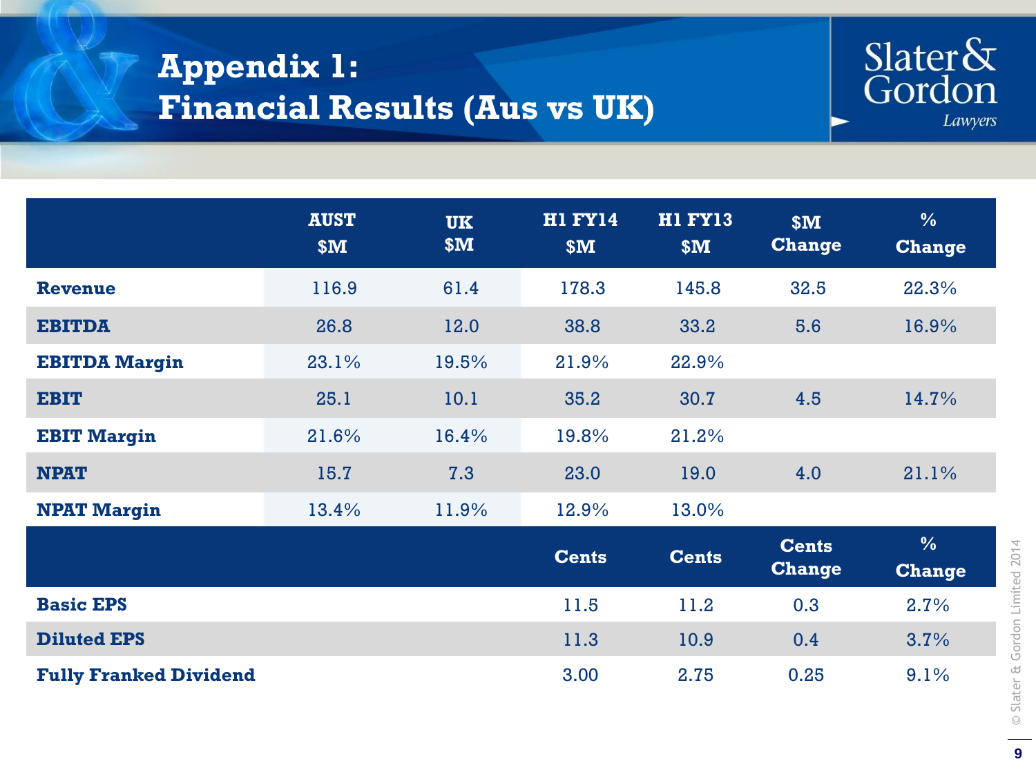# Appendix 1: Financial Results (Aus vs UK)

| | AUST $M | UK $M | H1 FY14 $M | H1 FY13 $M | $M Change | % Change |
|---|---|---|---|---|---|---|
| **Revenue** | 116.9 | 61.4 | 178.3 | 145.8 | 32.5 | 22.3% |
| **EBITDA** | 26.8 | 12.0 | 38.8 | 33.2 | 5.6 | 16.9% |
| **EBITDA Margin** | 23.1% | 19.5% | 21.9% | 22.9% | | |
| **EBIT** | 25.1 | 10.1 | 35.2 | 30.7 | 4.5 | 14.7% |
| **EBIT Margin** | 21.6% | 16.4% | 19.8% | 21.2% | | |
| **NPAT** | 15.7 | 7.3 | 23.0 | 19.0 | 4.0 | 21.1% |
| **NPAT Margin** | 13.4% | 11.9% | 12.9% | 13.0% | | |
| | | | **Cents** | **Cents** | **Cents Change** | **% Change** |
| **Basic EPS** | | | 11.5 | 11.2 | 0.3 | 2.7% |
| **Diluted EPS** | | | 11.3 | 10.9 | 0.4 | 3.7% |
| **Fully Franked Dividend** | | | 3.00 | 2.75 | 0.25 | 9.1% |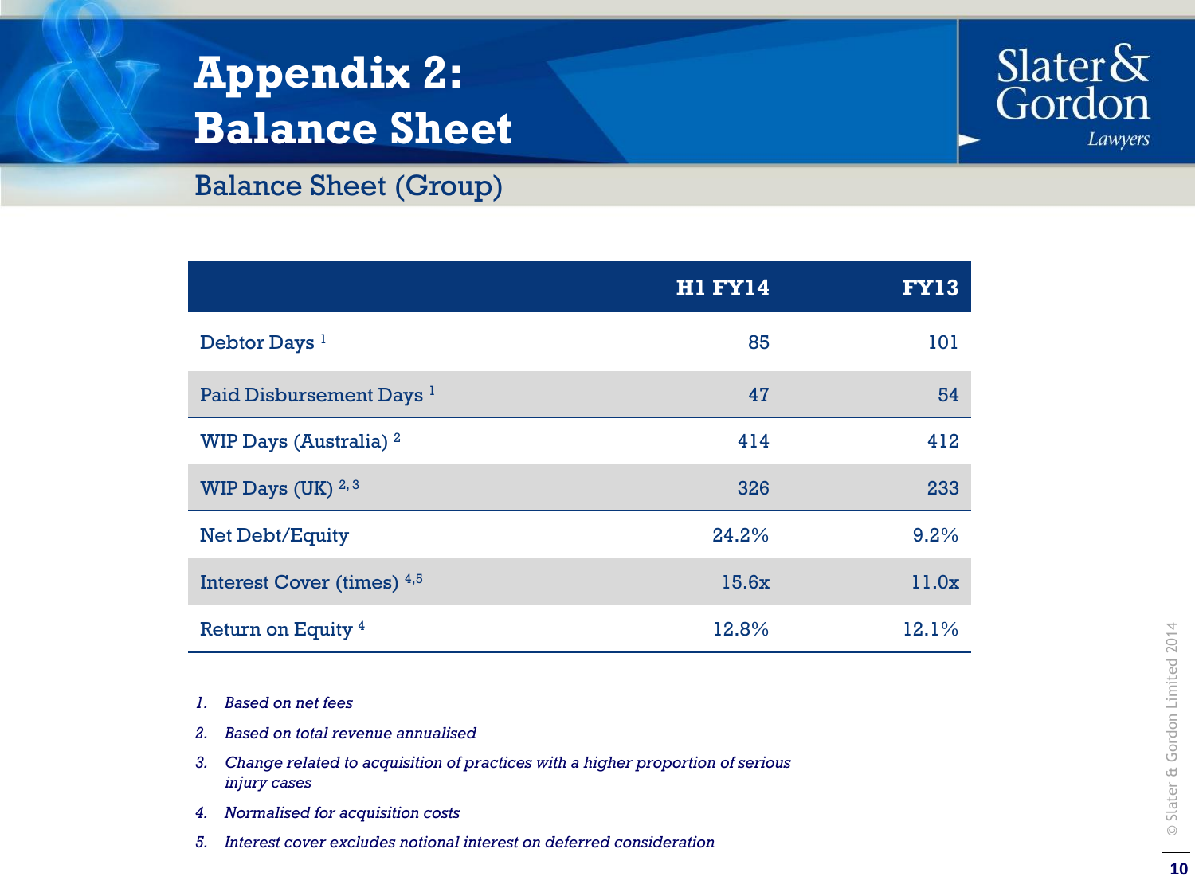# Appendix 2: Balance Sheet

## Balance Sheet (Group)

| | H1 FY14 | FY13 |
|---|---|---|
| Debtor Days [1] | 85 | 101 |
| Paid Disbursement Days [1] | 47 | 54 |
| WIP Days (Australia) [2] | 414 | 412 |
| WIP Days (UK) [2, 3] | 326 | 233 |
| Net Debt/Equity | 24.2% | 9.2% |
| Interest Cover (times) [4,5] | 15.6x | 11.0x |
| Return on Equity [4] | 12.8% | 12.1% |

1. *Based on net fees*
2. *Based on total revenue annualised*
3. *Change related to acquisition of practices with a higher proportion of serious injury cases*
4. *Normalised for acquisition costs*
5. *Interest cover excludes notional interest on deferred consideration*

© Slater & Gordon Limited 2014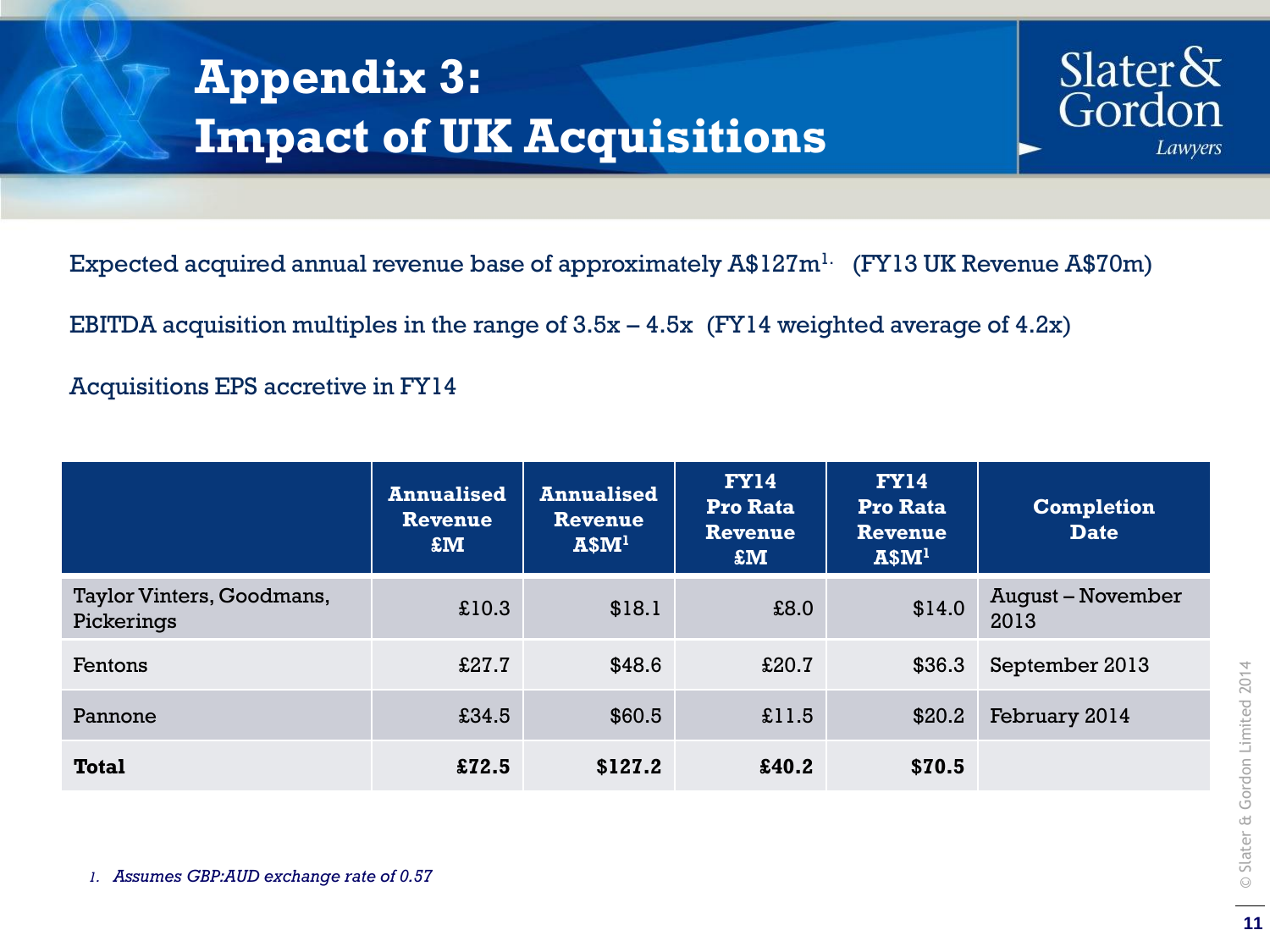# Appendix 3: Impact of UK Acquisitions

Expected acquired annual revenue base of approximately A$127m[1.] (FY13 UK Revenue A$70m)

EBITDA acquisition multiples in the range of 3.5x – 4.5x (FY14 weighted average of 4.2x)

Acquisitions EPS accretive in FY14

| | Annualised Revenue £M | Annualised Revenue A$M[1] | FY14 Pro Rata Revenue £M | FY14 Pro Rata Revenue A$M[1] | Completion Date |
|---|---|---|---|---|---|
| Taylor Vinters, Goodmans, Pickerings | £10.3 | $18.1 | £8.0 | $14.0 | August – November 2013 |
| Fentons | £27.7 | $48.6 | £20.7 | $36.3 | September 2013 |
| Pannone | £34.5 | $60.5 | £11.5 | $20.2 | February 2014 |
| **Total** | **£72.5** | **$127.2** | **£40.2** | **$70.5** | |

*1. Assumes GBP:AUD exchange rate of 0.57*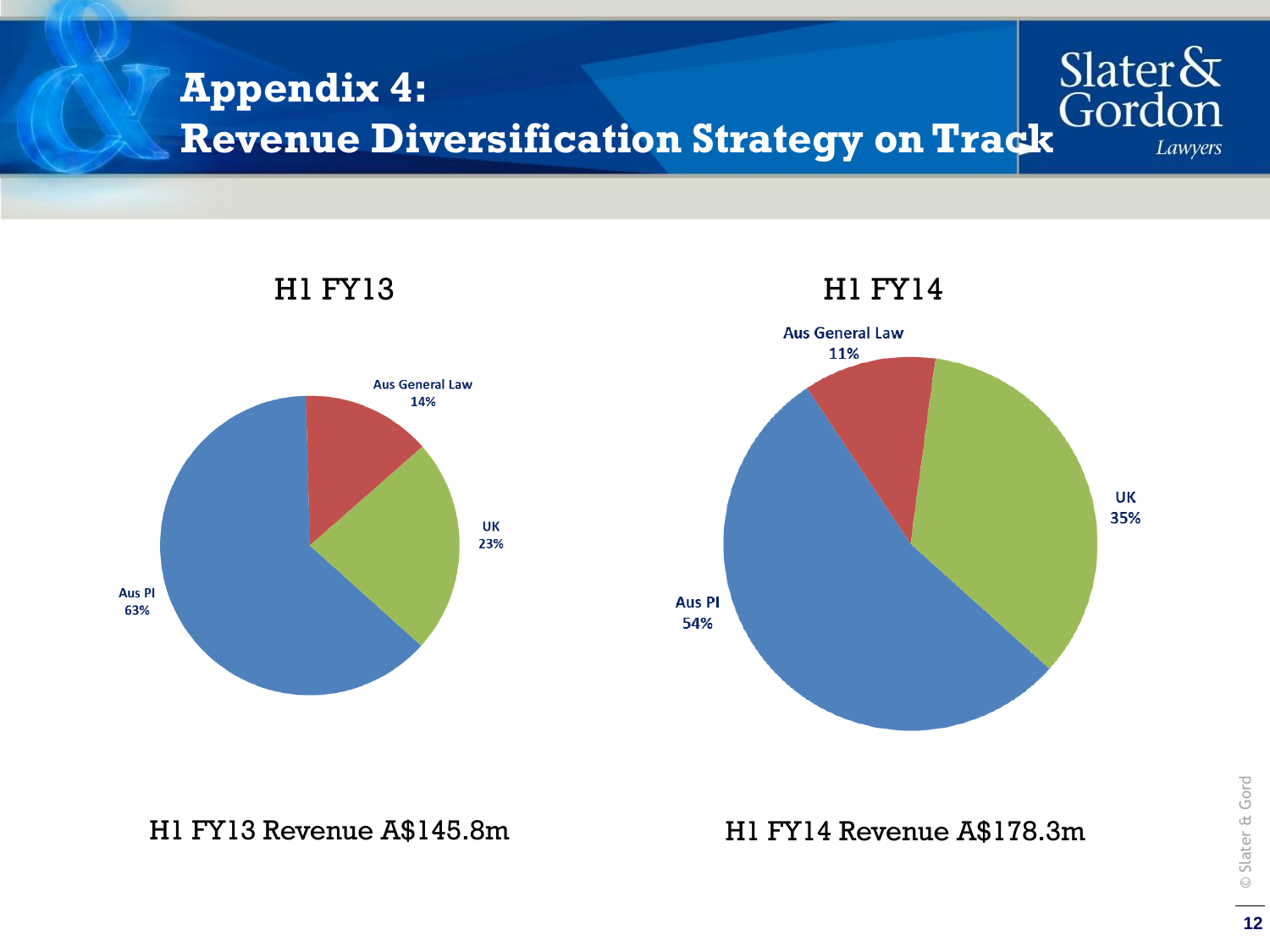# Appendix 4: Revenue Diversification Strategy on Track

## H1 FY13

Aus General Law
14%

UK
23%

Aus PI
63%

H1 FY13 Revenue A$145.8m

## H1 FY14

Aus General Law
11%

UK
35%

Aus PI
54%

H1 FY14 Revenue A$178.3m